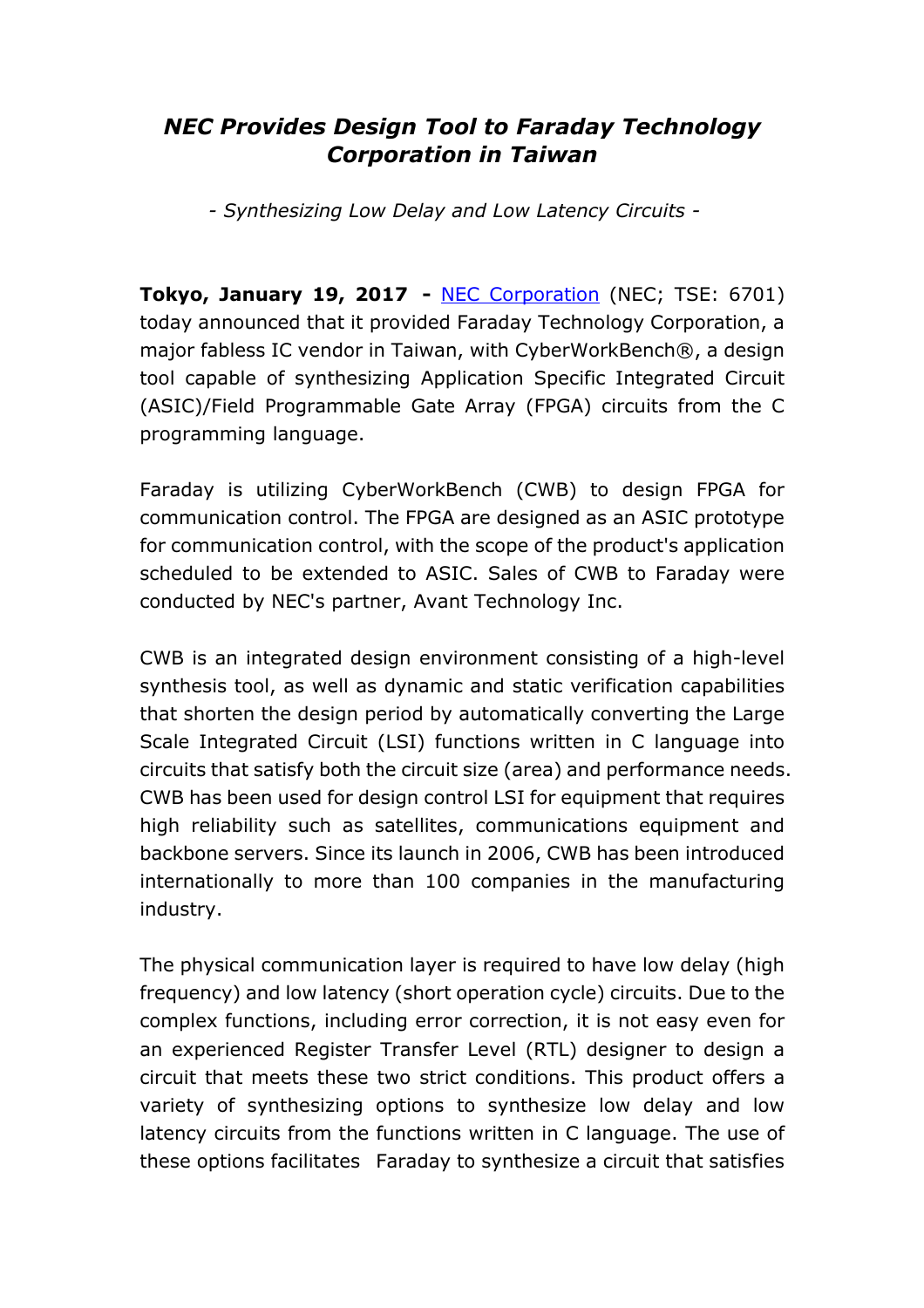# *NEC Provides Design Tool to Faraday Technology Corporation in Taiwan*

*- Synthesizing Low Delay and Low Latency Circuits -*

**Tokyo, January 19, 2017 -** NEC Corporation (NEC; TSE: 6701) today announced that it provided Faraday Technology Corporation, a major fabless IC vendor in Taiwan, with CyberWorkBench®, a design tool capable of synthesizing Application Specific Integrated Circuit (ASIC)/Field Programmable Gate Array (FPGA) circuits from the C programming language.

Faraday is utilizing CyberWorkBench (CWB) to design FPGA for communication control. The FPGA are designed as an ASIC prototype for communication control, with the scope of the product's application scheduled to be extended to ASIC. Sales of CWB to Faraday were conducted by NEC's partner, Avant Technology Inc.

CWB is an integrated design environment consisting of a high-level synthesis tool, as well as dynamic and static verification capabilities that shorten the design period by automatically converting the Large Scale Integrated Circuit (LSI) functions written in C language into circuits that satisfy both the circuit size (area) and performance needs. CWB has been used for design control LSI for equipment that requires high reliability such as satellites, communications equipment and backbone servers. Since its launch in 2006, CWB has been introduced internationally to more than 100 companies in the manufacturing industry.

The physical communication layer is required to have low delay (high frequency) and low latency (short operation cycle) circuits. Due to the complex functions, including error correction, it is not easy even for an experienced Register Transfer Level (RTL) designer to design a circuit that meets these two strict conditions. This product offers a variety of synthesizing options to synthesize low delay and low latency circuits from the functions written in C language. The use of these options facilitates Faraday to synthesize a circuit that satisfies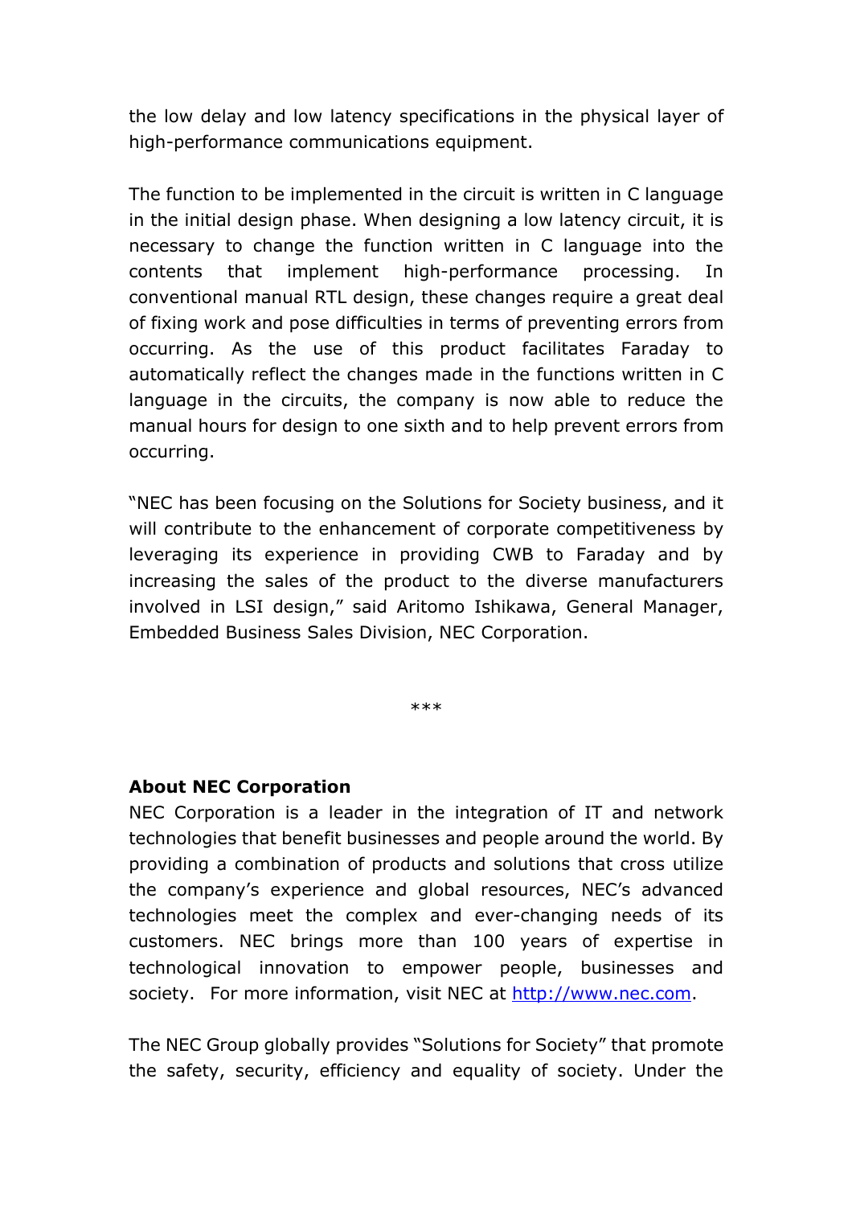the low delay and low latency specifications in the physical layer of high-performance communications equipment.

The function to be implemented in the circuit is written in C language in the initial design phase. When designing a low latency circuit, it is necessary to change the function written in C language into the contents that implement high-performance processing. In conventional manual RTL design, these changes require a great deal of fixing work and pose difficulties in terms of preventing errors from occurring. As the use of this product facilitates Faraday to automatically reflect the changes made in the functions written in C language in the circuits, the company is now able to reduce the manual hours for design to one sixth and to help prevent errors from occurring.

"NEC has been focusing on the Solutions for Society business, and it will contribute to the enhancement of corporate competitiveness by leveraging its experience in providing CWB to Faraday and by increasing the sales of the product to the diverse manufacturers involved in LSI design," said Aritomo Ishikawa, General Manager, Embedded Business Sales Division, NEC Corporation.

***

**About NEC Corporation**

NEC Corporation is a leader in the integration of IT and network technologies that benefit businesses and people around the world. By providing a combination of products and solutions that cross utilize the company's experience and global resources, NEC's advanced technologies meet the complex and ever-changing needs of its customers. NEC brings more than 100 years of expertise in technological innovation to empower people, businesses and society. For more information, visit NEC at [http://www.nec.com](http://www.nec.com).

The NEC Group globally provides "Solutions for Society" that promote the safety, security, efficiency and equality of society. Under the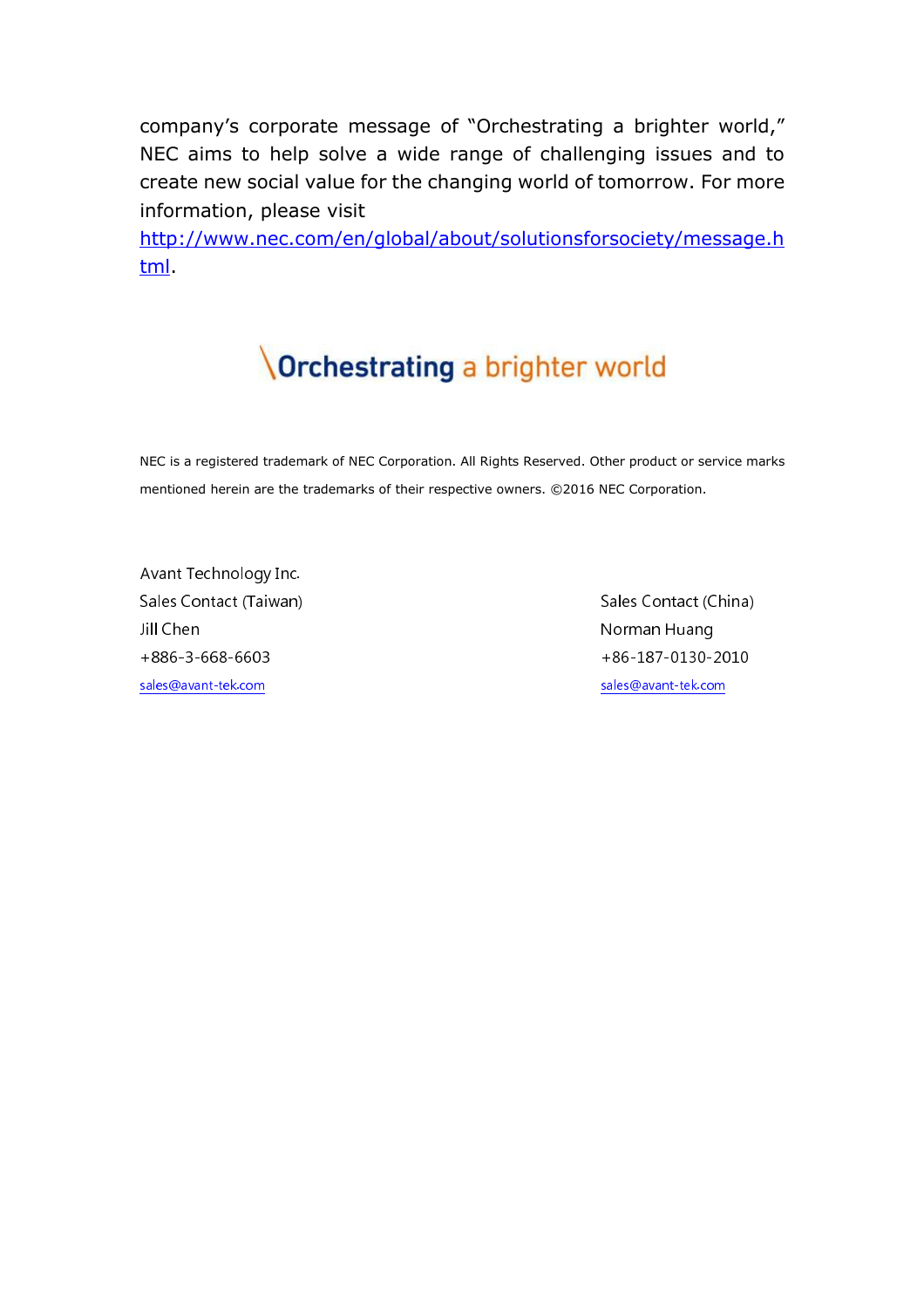company's corporate message of "Orchestrating a brighter world," NEC aims to help solve a wide range of challenging issues and to create new social value for the changing world of tomorrow. For more information, please visit http://www.nec.com/en/global/about/solutionsforsociety/message.html.

\Orchestrating a brighter world

NEC is a registered trademark of NEC Corporation. All Rights Reserved. Other product or service marks mentioned herein are the trademarks of their respective owners. ©2016 NEC Corporation.

Avant Technology Inc.

Sales Contact (Taiwan)
Jill Chen
+886-3-668-6603
sales@avant-tek.com

Sales Contact (China)
Norman Huang
+86-187-0130-2010
sales@avant-tek.com